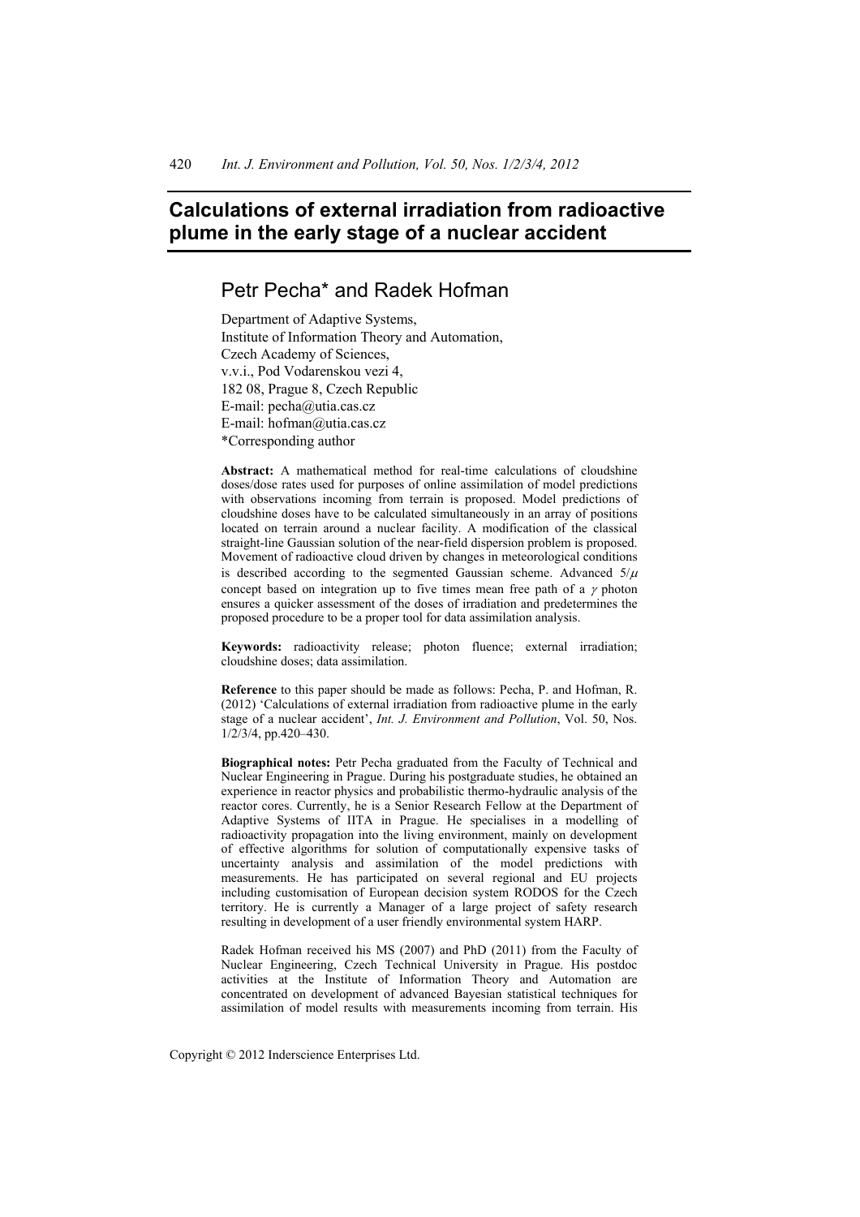# Calculations of external irradiation from radioactive plume in the early stage of a nuclear accident

## Petr Pecha* and Radek Hofman

Department of Adaptive Systems,
Institute of Information Theory and Automation,
Czech Academy of Sciences,
v.v.i., Pod Vodarenskou vezi 4,
182 08, Prague 8, Czech Republic
E-mail: pecha@utia.cas.cz
E-mail: hofman@utia.cas.cz
*Corresponding author

**Abstract:** A mathematical method for real-time calculations of cloudshine doses/dose rates used for purposes of online assimilation of model predictions with observations incoming from terrain is proposed. Model predictions of cloudshine doses have to be calculated simultaneously in an array of positions located on terrain around a nuclear facility. A modification of the classical straight-line Gaussian solution of the near-field dispersion problem is proposed. Movement of radioactive cloud driven by changes in meteorological conditions is described according to the segmented Gaussian scheme. Advanced $5/\mu$ concept based on integration up to five times mean free path of a $\gamma$ photon ensures a quicker assessment of the doses of irradiation and predetermines the proposed procedure to be a proper tool for data assimilation analysis.

**Keywords:** radioactivity release; photon fluence; external irradiation; cloudshine doses; data assimilation.

**Reference** to this paper should be made as follows: Pecha, P. and Hofman, R. (2012) 'Calculations of external irradiation from radioactive plume in the early stage of a nuclear accident', *Int. J. Environment and Pollution*, Vol. 50, Nos. 1/2/3/4, pp.420–430.

**Biographical notes:** Petr Pecha graduated from the Faculty of Technical and Nuclear Engineering in Prague. During his postgraduate studies, he obtained an experience in reactor physics and probabilistic thermo-hydraulic analysis of the reactor cores. Currently, he is a Senior Research Fellow at the Department of Adaptive Systems of IITA in Prague. He specialises in a modelling of radioactivity propagation into the living environment, mainly on development of effective algorithms for solution of computationally expensive tasks of uncertainty analysis and assimilation of the model predictions with measurements. He has participated on several regional and EU projects including customisation of European decision system RODOS for the Czech territory. He is currently a Manager of a large project of safety research resulting in development of a user friendly environmental system HARP.

Radek Hofman received his MS (2007) and PhD (2011) from the Faculty of Nuclear Engineering, Czech Technical University in Prague. His postdoc activities at the Institute of Information Theory and Automation are concentrated on development of advanced Bayesian statistical techniques for assimilation of model results with measurements incoming from terrain. His

Copyright © 2012 Inderscience Enterprises Ltd.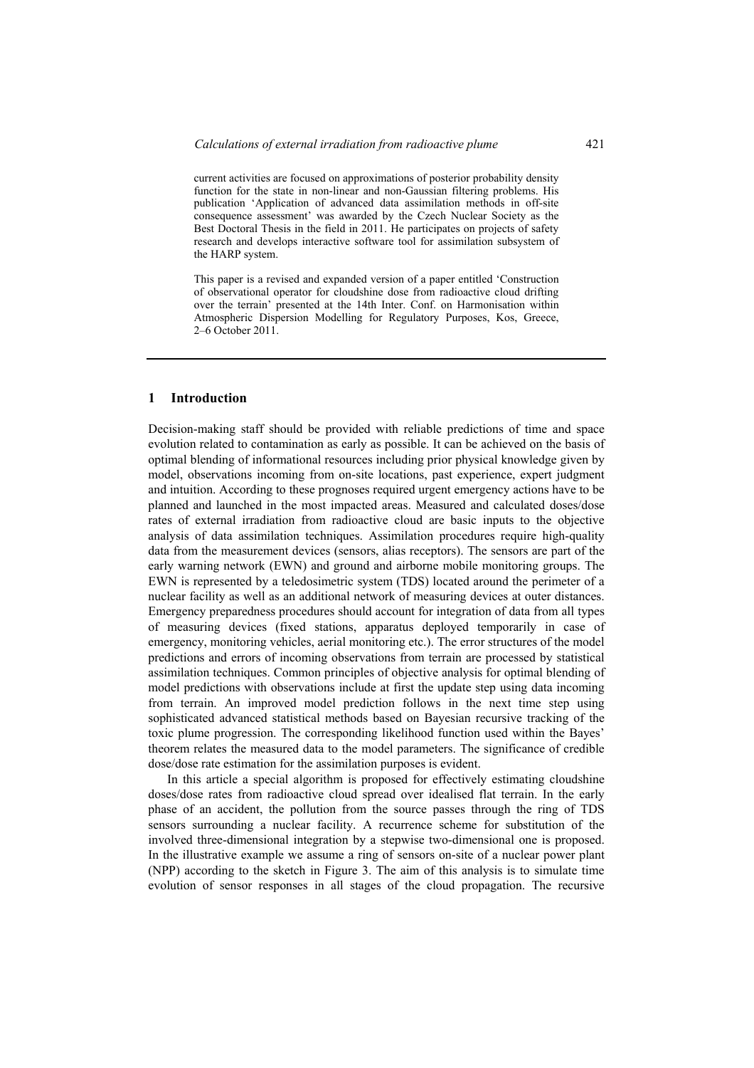current activities are focused on approximations of posterior probability density function for the state in non-linear and non-Gaussian filtering problems. His publication 'Application of advanced data assimilation methods in off-site consequence assessment' was awarded by the Czech Nuclear Society as the Best Doctoral Thesis in the field in 2011. He participates on projects of safety research and develops interactive software tool for assimilation subsystem of the HARP system.

This paper is a revised and expanded version of a paper entitled 'Construction of observational operator for cloudshine dose from radioactive cloud drifting over the terrain' presented at the 14th Inter. Conf. on Harmonisation within Atmospheric Dispersion Modelling for Regulatory Purposes, Kos, Greece, 2–6 October 2011.

## 1 Introduction

Decision-making staff should be provided with reliable predictions of time and space evolution related to contamination as early as possible. It can be achieved on the basis of optimal blending of informational resources including prior physical knowledge given by model, observations incoming from on-site locations, past experience, expert judgment and intuition. According to these prognoses required urgent emergency actions have to be planned and launched in the most impacted areas. Measured and calculated doses/dose rates of external irradiation from radioactive cloud are basic inputs to the objective analysis of data assimilation techniques. Assimilation procedures require high-quality data from the measurement devices (sensors, alias receptors). The sensors are part of the early warning network (EWN) and ground and airborne mobile monitoring groups. The EWN is represented by a teledosimetric system (TDS) located around the perimeter of a nuclear facility as well as an additional network of measuring devices at outer distances. Emergency preparedness procedures should account for integration of data from all types of measuring devices (fixed stations, apparatus deployed temporarily in case of emergency, monitoring vehicles, aerial monitoring etc.). The error structures of the model predictions and errors of incoming observations from terrain are processed by statistical assimilation techniques. Common principles of objective analysis for optimal blending of model predictions with observations include at first the update step using data incoming from terrain. An improved model prediction follows in the next time step using sophisticated advanced statistical methods based on Bayesian recursive tracking of the toxic plume progression. The corresponding likelihood function used within the Bayes' theorem relates the measured data to the model parameters. The significance of credible dose/dose rate estimation for the assimilation purposes is evident.

In this article a special algorithm is proposed for effectively estimating cloudshine doses/dose rates from radioactive cloud spread over idealised flat terrain. In the early phase of an accident, the pollution from the source passes through the ring of TDS sensors surrounding a nuclear facility. A recurrence scheme for substitution of the involved three-dimensional integration by a stepwise two-dimensional one is proposed. In the illustrative example we assume a ring of sensors on-site of a nuclear power plant (NPP) according to the sketch in Figure 3. The aim of this analysis is to simulate time evolution of sensor responses in all stages of the cloud propagation. The recursive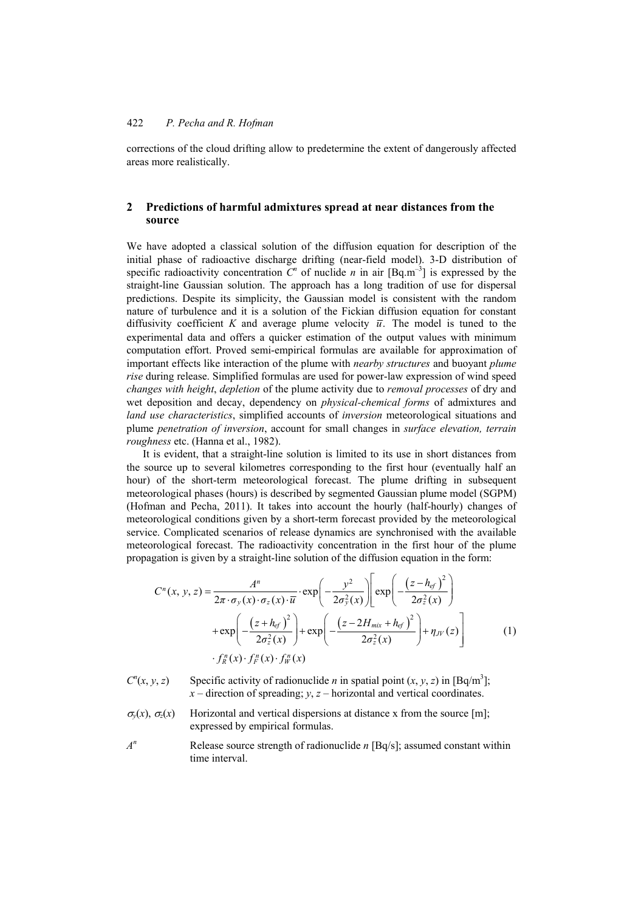corrections of the cloud drifting allow to predetermine the extent of dangerously affected areas more realistically.

## 2 Predictions of harmful admixtures spread at near distances from the source

We have adopted a classical solution of the diffusion equation for description of the initial phase of radioactive discharge drifting (near-field model). 3-D distribution of specific radioactivity concentration $C^n$ of nuclide $n$ in air [Bq.m$^{-3}$] is expressed by the straight-line Gaussian solution. The approach has a long tradition of use for dispersal predictions. Despite its simplicity, the Gaussian model is consistent with the random nature of turbulence and it is a solution of the Fickian diffusion equation for constant diffusivity coefficient $K$ and average plume velocity $\bar{u}$. The model is tuned to the experimental data and offers a quicker estimation of the output values with minimum computation effort. Proved semi-empirical formulas are available for approximation of important effects like interaction of the plume with *nearby structures* and buoyant *plume rise* during release. Simplified formulas are used for power-law expression of wind speed *changes with height*, *depletion* of the plume activity due to *removal processes* of dry and wet deposition and decay, dependency on *physical-chemical forms* of admixtures and *land use characteristics*, simplified accounts of *inversion* meteorological situations and plume *penetration of inversion*, account for small changes in *surface elevation, terrain roughness* etc. (Hanna et al., 1982).

It is evident, that a straight-line solution is limited to its use in short distances from the source up to several kilometres corresponding to the first hour (eventually half an hour) of the short-term meteorological forecast. The plume drifting in subsequent meteorological phases (hours) is described by segmented Gaussian plume model (SGPM) (Hofman and Pecha, 2011). It takes into account the hourly (half-hourly) changes of meteorological conditions given by a short-term forecast provided by the meteorological service. Complicated scenarios of release dynamics are synchronised with the available meteorological forecast. The radioactivity concentration in the first hour of the plume propagation is given by a straight-line solution of the diffusion equation in the form:

$$
\begin{aligned}
C^n(x, y, z) = {} & \frac{A^n}{2\pi \cdot \sigma_y(x) \cdot \sigma_z(x) \cdot \bar{u}} \cdot \exp\left(-\frac{y^2}{2\sigma_y^2(x)}\right) \left[ \exp\left(-\frac{\left(z - h_{ef}\right)^2}{2\sigma_z^2(x)}\right) \right. \\
& \left. + \exp\left(-\frac{\left(z + h_{ef}\right)^2}{2\sigma_z^2(x)}\right) + \exp\left(-\frac{\left(z - 2H_{mix} + h_{ef}\right)^2}{2\sigma_z^2(x)}\right) + \eta_{JV}(z) \right] \\
& \cdot f_R^n(x) \cdot f_F^n(x) \cdot f_W^n(x)
\end{aligned} \tag{1}
$$

$C^n(x, y, z)$ Specific activity of radionuclide $n$ in spatial point $(x, y, z)$ in [Bq/m$^3$]; $x$ – direction of spreading; $y$, $z$ – horizontal and vertical coordinates.

$\sigma_y(x)$, $\sigma_z(x)$ Horizontal and vertical dispersions at distance x from the source [m]; expressed by empirical formulas.

$A^n$ Release source strength of radionuclide $n$ [Bq/s]; assumed constant within time interval.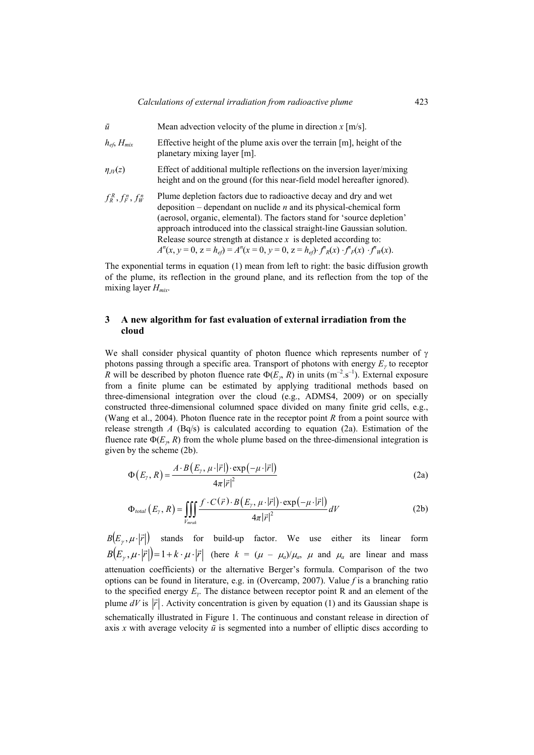| | |
|---|---|
| $\bar{u}$ | Mean advection velocity of the plume in direction $x$ [m/s]. |
| $h_{ef}$, $H_{mix}$ | Effective height of the plume axis over the terrain [m], height of the planetary mixing layer [m]. |
| $\eta_{JV}(z)$ | Effect of additional multiple reflections on the inversion layer/mixing height and on the ground (for this near-field model hereafter ignored). |
| $f_R^R$, $f_F^n$, $f_W^n$ | Plume depletion factors due to radioactive decay and dry and wet deposition – dependant on nuclide $n$ and its physical-chemical form (aerosol, organic, elemental). The factors stand for 'source depletion' approach introduced into the classical straight-line Gaussian solution. Release source strength at distance $x$ is depleted according to: $A^n(x, y = 0, z = h_{ef}) = A^n(x = 0, y = 0, z = h_{ef}) \cdot f^n_R(x) \cdot f^n_F(x) \cdot f^n_W(x)$. |

The exponential terms in equation (1) mean from left to right: the basic diffusion growth of the plume, its reflection in the ground plane, and its reflection from the top of the mixing layer $H_{mix}$.

## 3 A new algorithm for fast evaluation of external irradiation from the cloud

We shall consider physical quantity of photon fluence which represents number of $\gamma$ photons passing through a specific area. Transport of photons with energy $E_\gamma$ to receptor $R$ will be described by photon fluence rate $\Phi(E_\gamma, R)$ in units ($\mathrm{m}^{-2}.\mathrm{s}^{-1}$). External exposure from a finite plume can be estimated by applying traditional methods based on three-dimensional integration over the cloud (e.g., ADMS4, 2009) or on specially constructed three-dimensional columned space divided on many finite grid cells, e.g., (Wang et al., 2004). Photon fluence rate in the receptor point $R$ from a point source with release strength $A$ (Bq/s) is calculated according to equation (2a). Estimation of the fluence rate $\Phi(E_\gamma, R)$ from the whole plume based on the three-dimensional integration is given by the scheme (2b).

$$\Phi(E_\gamma, R) = \frac{A \cdot B(E_\gamma, \mu \cdot |\vec{r}|) \cdot \exp(-\mu \cdot |\vec{r}|)}{4\pi |\vec{r}|^2} \tag{2a}$$

$$\Phi_{total}(E_\gamma, R) = \iiint\limits_{V_{mrak}} \frac{f \cdot C(\vec{r}) \cdot B(E_\gamma, \mu \cdot |\vec{r}|) \cdot \exp(-\mu \cdot |\vec{r}|)}{4\pi |\vec{r}|^2} dV \tag{2b}$$

$B(E_\gamma, \mu \cdot |\vec{r}|)$ stands for build-up factor. We use either its linear form $B(E_\gamma, \mu \cdot |\vec{r}|) = 1 + k \cdot \mu \cdot |\vec{r}|$ (here $k = (\mu - \mu_a)/\mu_a$, $\mu$ and $\mu_a$ are linear and mass attenuation coefficients) or the alternative Berger's formula. Comparison of the two options can be found in literature, e.g. in (Overcamp, 2007). Value $f$ is a branching ratio to the specified energy $E_\gamma$. The distance between receptor point R and an element of the plume $dV$ is $|\vec{r}|$. Activity concentration is given by equation (1) and its Gaussian shape is schematically illustrated in Figure 1. The continuous and constant release in direction of axis $x$ with average velocity $\bar{u}$ is segmented into a number of elliptic discs according to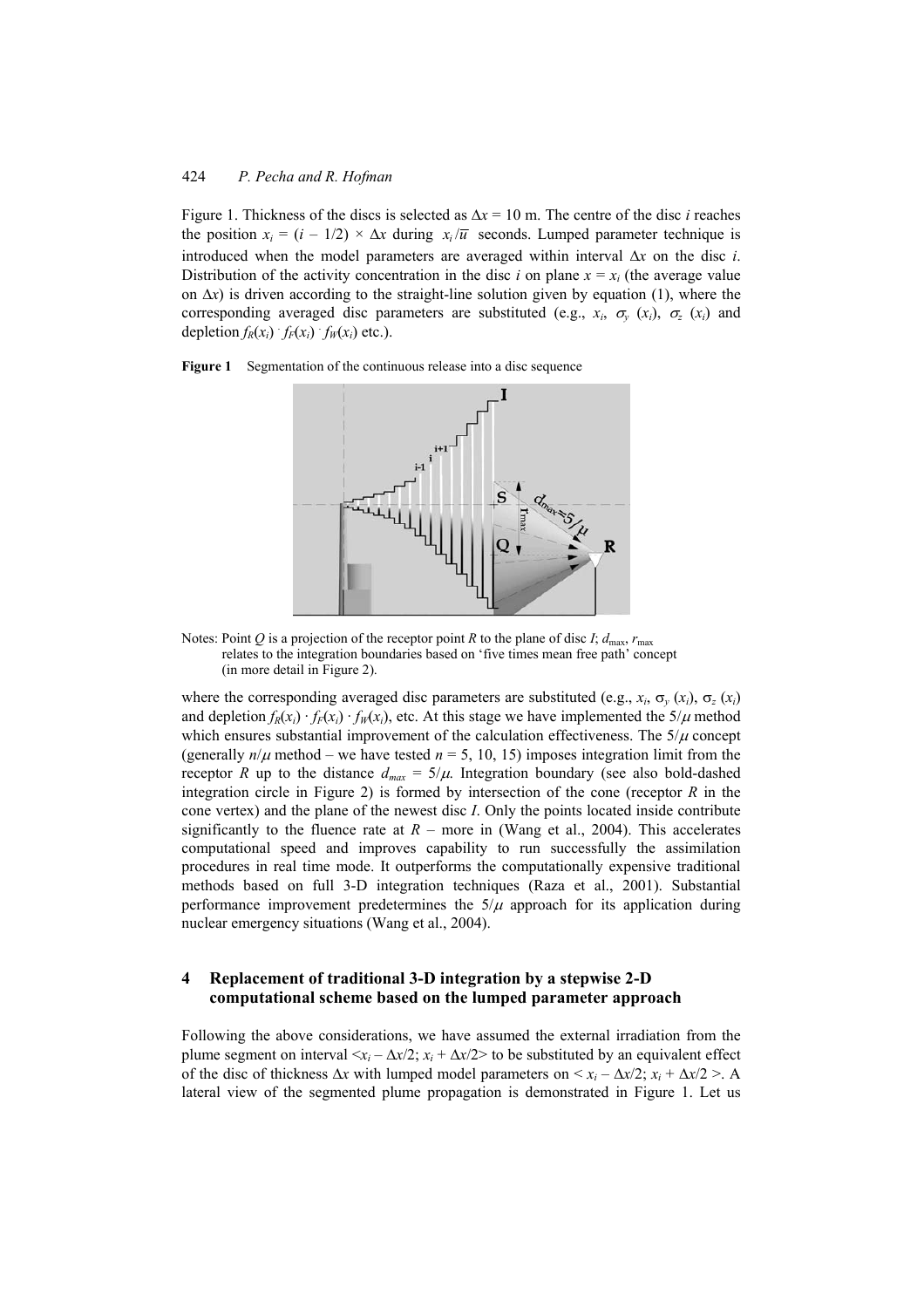Figure 1. Thickness of the discs is selected as $\Delta x = 10$ m. The centre of the disc $i$ reaches the position $x_i = (i - 1/2) \times \Delta x$ during $x_i/\overline{u}$ seconds. Lumped parameter technique is introduced when the model parameters are averaged within interval $\Delta x$ on the disc $i$. Distribution of the activity concentration in the disc $i$ on plane $x = x_i$ (the average value on $\Delta x$) is driven according to the straight-line solution given by equation (1), where the corresponding averaged disc parameters are substituted (e.g., $x_i$, $\sigma_y(x_i)$, $\sigma_z(x_i)$ and depletion $f_R(x_i) \cdot f_F(x_i) \cdot f_W(x_i)$ etc.).

**Figure 1** Segmentation of the continuous release into a disc sequence

Notes: Point $Q$ is a projection of the receptor point $R$ to the plane of disc $I$; $d_{\max}$, $r_{\max}$ relates to the integration boundaries based on 'five times mean free path' concept (in more detail in Figure 2).

where the corresponding averaged disc parameters are substituted (e.g., $x_i$, $\sigma_y(x_i)$, $\sigma_z(x_i)$ and depletion $f_R(x_i) \cdot f_F(x_i) \cdot f_W(x_i)$, etc. At this stage we have implemented the $5/\mu$ method which ensures substantial improvement of the calculation effectiveness. The $5/\mu$ concept (generally $n/\mu$ method – we have tested $n = 5, 10, 15$) imposes integration limit from the receptor $R$ up to the distance $d_{max} = 5/\mu$. Integration boundary (see also bold-dashed integration circle in Figure 2) is formed by intersection of the cone (receptor $R$ in the cone vertex) and the plane of the newest disc $I$. Only the points located inside contribute significantly to the fluence rate at $R$ – more in (Wang et al., 2004). This accelerates computational speed and improves capability to run successfully the assimilation procedures in real time mode. It outperforms the computationally expensive traditional methods based on full 3-D integration techniques (Raza et al., 2001). Substantial performance improvement predetermines the $5/\mu$ approach for its application during nuclear emergency situations (Wang et al., 2004).

## 4 Replacement of traditional 3-D integration by a stepwise 2-D computational scheme based on the lumped parameter approach

Following the above considerations, we have assumed the external irradiation from the plume segment on interval $<x_i - \Delta x/2;\ x_i + \Delta x/2>$ to be substituted by an equivalent effect of the disc of thickness $\Delta x$ with lumped model parameters on $< x_i - \Delta x/2;\ x_i + \Delta x/2 >$. A lateral view of the segmented plume propagation is demonstrated in Figure 1. Let us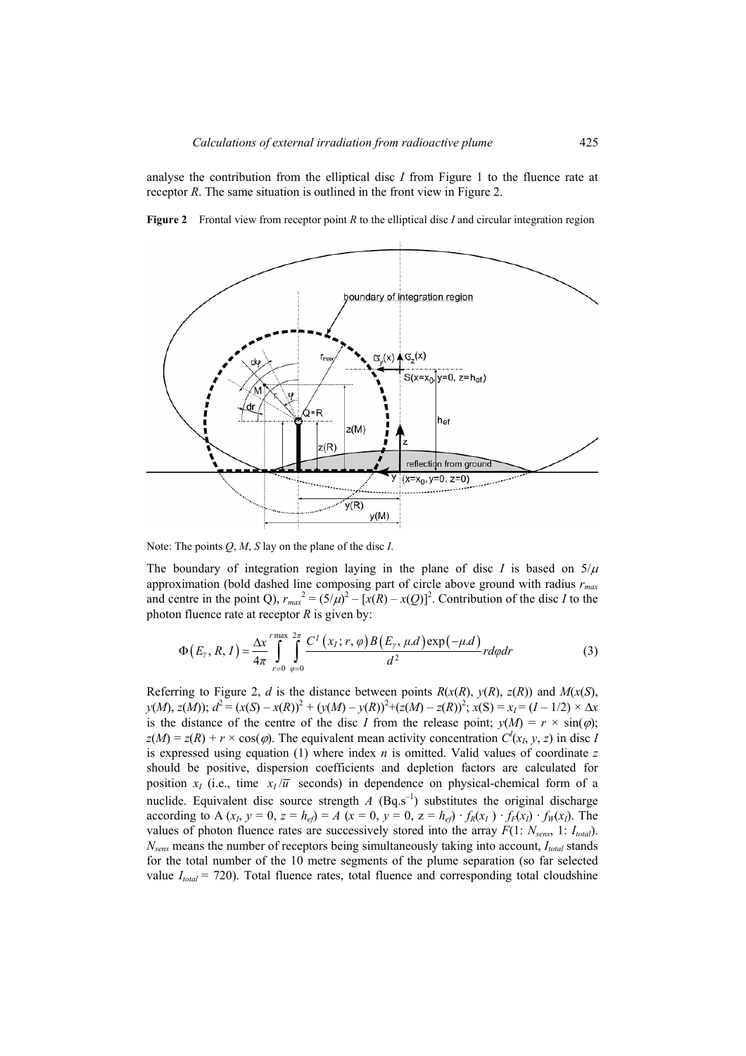analyse the contribution from the elliptical disc $I$ from Figure 1 to the fluence rate at receptor $R$. The same situation is outlined in the front view in Figure 2.

**Figure 2** Frontal view from receptor point $R$ to the elliptical disc $I$ and circular integration region

Note: The points $Q$, $M$, $S$ lay on the plane of the disc $I$.

The boundary of integration region laying in the plane of disc $I$ is based on $5/\mu$ approximation (bold dashed line composing part of circle above ground with radius $r_{max}$ and centre in the point Q), $r_{max}{}^2 = (5/\mu)^2 - [x(R) - x(Q)]^2$. Contribution of the disc $I$ to the photon fluence rate at receptor $R$ is given by:

$$\Phi(E_\gamma, R, I) = \frac{\Delta x}{4\pi} \int_{r=0}^{r\max} \int_{\varphi=0}^{2\pi} \frac{C^I(x_I; r, \varphi) B(E_\gamma, \mu.d) \exp(-\mu.d)}{d^2} r d\varphi dr \tag{3}$$

Referring to Figure 2, $d$ is the distance between points $R(x(R), y(R), z(R))$ and $M(x(S), y(M), z(M))$; $d^2 = (x(S) - x(R))^2 + (y(M) - y(R))^2 + (z(M) - z(R))^2$; $x(S) = x_I = (I - 1/2) \times \Delta x$ is the distance of the centre of the disc $I$ from the release point; $y(M) = r \times \sin(\varphi)$; $z(M) = z(R) + r \times \cos(\varphi)$. The equivalent mean activity concentration $C^I(x_I, y, z)$ in disc $I$ is expressed using equation (1) where index $n$ is omitted. Valid values of coordinate $z$ should be positive, dispersion coefficients and depletion factors are calculated for position $x_I$ (i.e., time $x_I/\bar{u}$ seconds) in dependence on physical-chemical form of a nuclide. Equivalent disc source strength $A$ (Bq.s$^{-1}$) substitutes the original discharge according to A ($x_I$, $y = 0$, $z = h_{ef}$) = $A$ ($x = 0$, $y = 0$, z = $h_{ef}$) $\cdot f_R(x_I) \cdot f_F(x_I) \cdot f_W(x_I)$. The values of photon fluence rates are successively stored into the array $F$(1: $N_{sens}$, 1: $I_{total}$). $N_{sens}$ means the number of receptors being simultaneously taking into account, $I_{total}$ stands for the total number of the 10 metre segments of the plume separation (so far selected value $I_{total} = 720$). Total fluence rates, total fluence and corresponding total cloudshine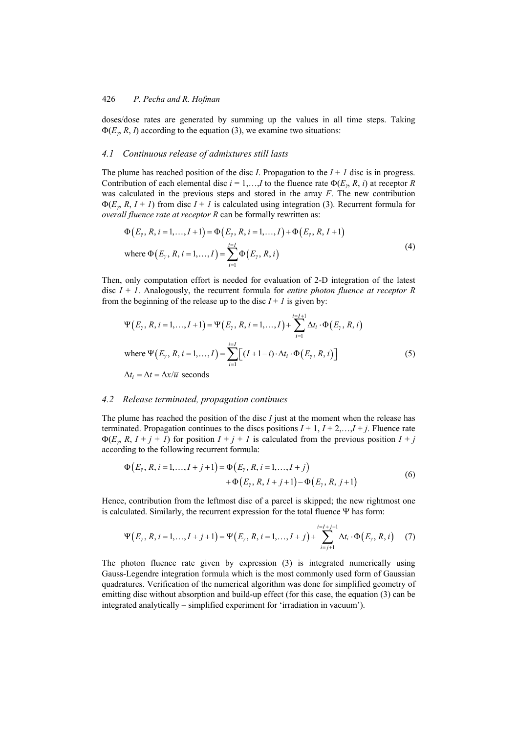doses/dose rates are generated by summing up the values in all time steps. Taking $\Phi(E_\gamma, R, I)$ according to the equation (3), we examine two situations:

### 4.1 Continuous release of admixtures still lasts

The plume has reached position of the disc $I$. Propagation to the $I + 1$ disc is in progress. Contribution of each elemental disc $i = 1,\ldots,I$ to the fluence rate $\Phi(E_\gamma, R, i)$ at receptor $R$ was calculated in the previous steps and stored in the array $F$. The new contribution $\Phi(E_\gamma, R, I + 1)$ from disc $I + 1$ is calculated using integration (3). Recurrent formula for *overall fluence rate at receptor R* can be formally rewritten as:

$$\Phi\left(E_\gamma, R, i=1,\ldots,I+1\right) = \Phi\left(E_\gamma, R, i=1,\ldots,I\right) + \Phi\left(E_\gamma, R, I+1\right)$$
$$\text{where } \Phi\left(E_\gamma, R, i=1,\ldots,I\right) = \sum_{i=1}^{i=I} \Phi\left(E_\gamma, R, i\right) \tag{4}$$

Then, only computation effort is needed for evaluation of 2-D integration of the latest disc $I + 1$. Analogously, the recurrent formula for *entire photon fluence at receptor R* from the beginning of the release up to the disc $I + 1$ is given by:

$$\Psi\left(E_\gamma, R, i=1,\ldots,I+1\right) = \Psi\left(E_\gamma, R, i=1,\ldots,I\right) + \sum_{i=1}^{i=I+1} \Delta t_i \cdot \Phi\left(E_\gamma, R, i\right)$$
$$\text{where } \Psi\left(E_\gamma, R, i=1,\ldots,I\right) = \sum_{i=1}^{i=I} \left[(I+1-i)\cdot \Delta t_i \cdot \Phi\left(E_\gamma, R, i\right)\right] \tag{5}$$
$$\Delta t_i = \Delta t = \Delta x / \overline{u} \text{ seconds}$$

### 4.2 Release terminated, propagation continues

The plume has reached the position of the disc $I$ just at the moment when the release has terminated. Propagation continues to the discs positions $I + 1, I + 2,\ldots,I + j$. Fluence rate $\Phi(E_\gamma, R, I + j + 1)$ for position $I + j + 1$ is calculated from the previous position $I + j$ according to the following recurrent formula:

$$\begin{aligned}\Phi\left(E_\gamma, R, i=1,\ldots,I+j+1\right) = {} & \Phi\left(E_\gamma, R, i=1,\ldots,I+j\right) \\ & + \Phi\left(E_\gamma, R, I+j+1\right) - \Phi\left(E_\gamma, R, j+1\right)\end{aligned} \tag{6}$$

Hence, contribution from the leftmost disc of a parcel is skipped; the new rightmost one is calculated. Similarly, the recurrent expression for the total fluence $\Psi$ has form:

$$\Psi\left(E_\gamma, R, i=1,\ldots,I+j+1\right) = \Psi\left(E_\gamma, R, i=1,\ldots,I+j\right) + \sum_{i=j+1}^{i=I+j+1} \Delta t_i \cdot \Phi\left(E_\gamma, R, i\right) \tag{7}$$

The photon fluence rate given by expression (3) is integrated numerically using Gauss-Legendre integration formula which is the most commonly used form of Gaussian quadratures. Verification of the numerical algorithm was done for simplified geometry of emitting disc without absorption and build-up effect (for this case, the equation (3) can be integrated analytically – simplified experiment for 'irradiation in vacuum').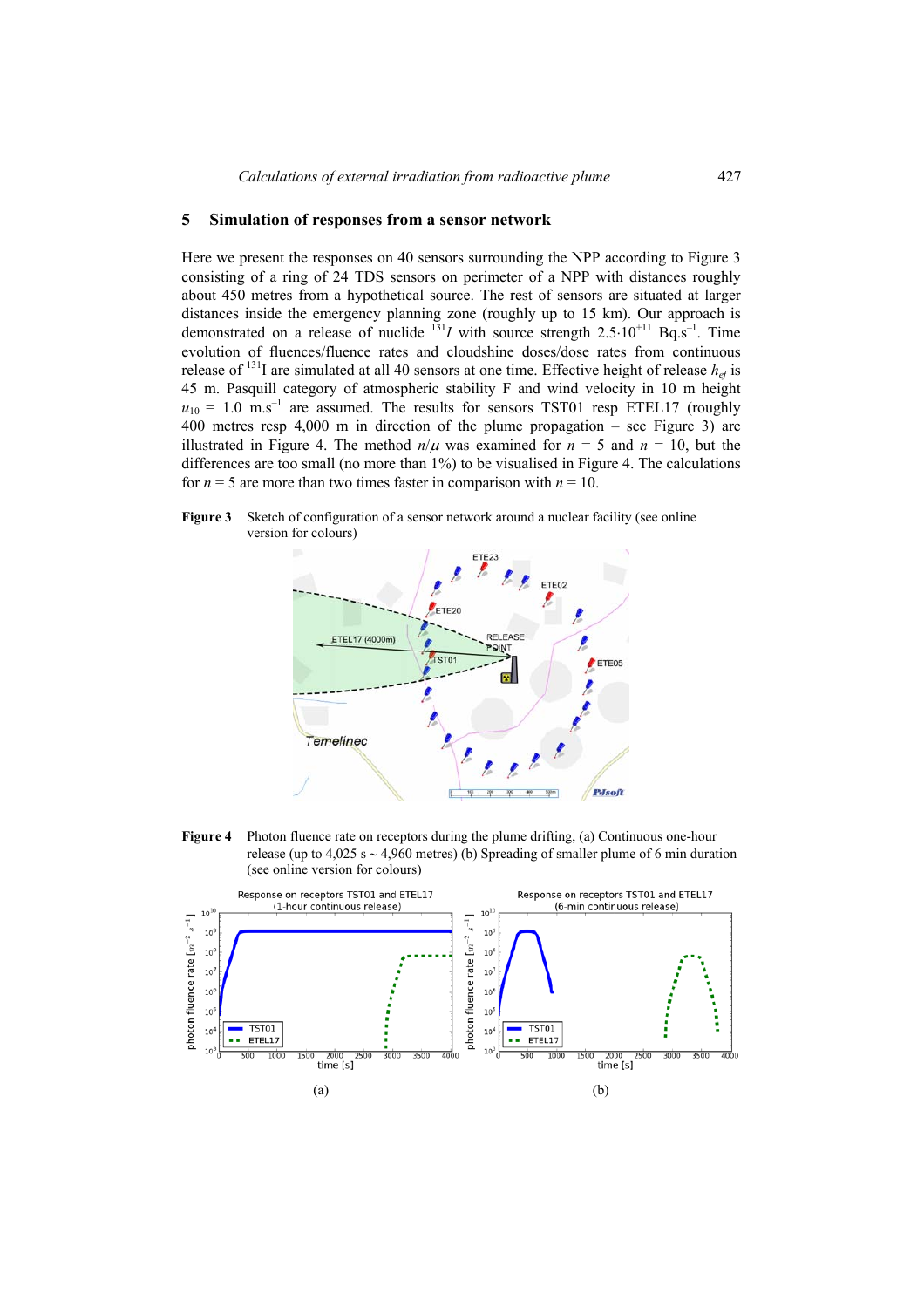## 5 Simulation of responses from a sensor network

Here we present the responses on 40 sensors surrounding the NPP according to Figure 3 consisting of a ring of 24 TDS sensors on perimeter of a NPP with distances roughly about 450 metres from a hypothetical source. The rest of sensors are situated at larger distances inside the emergency planning zone (roughly up to 15 km). Our approach is demonstrated on a release of nuclide $^{131}I$ with source strength $2.5 \cdot 10^{+11}$ Bq.s$^{-1}$. Time evolution of fluences/fluence rates and cloudshine doses/dose rates from continuous release of $^{131}$I are simulated at all 40 sensors at one time. Effective height of release $h_{ef}$ is 45 m. Pasquill category of atmospheric stability F and wind velocity in 10 m height $u_{10}$ = 1.0 m.s$^{-1}$ are assumed. The results for sensors TST01 resp ETEL17 (roughly 400 metres resp 4,000 m in direction of the plume propagation – see Figure 3) are illustrated in Figure 4. The method $n/\mu$ was examined for $n$ = 5 and $n$ = 10, but the differences are too small (no more than 1%) to be visualised in Figure 4. The calculations for $n$ = 5 are more than two times faster in comparison with $n$ = 10.

**Figure 3** Sketch of configuration of a sensor network around a nuclear facility (see online version for colours)

**Figure 4** Photon fluence rate on receptors during the plume drifting, (a) Continuous one-hour release (up to 4,025 s ~ 4,960 metres) (b) Spreading of smaller plume of 6 min duration (see online version for colours)

(a) (b)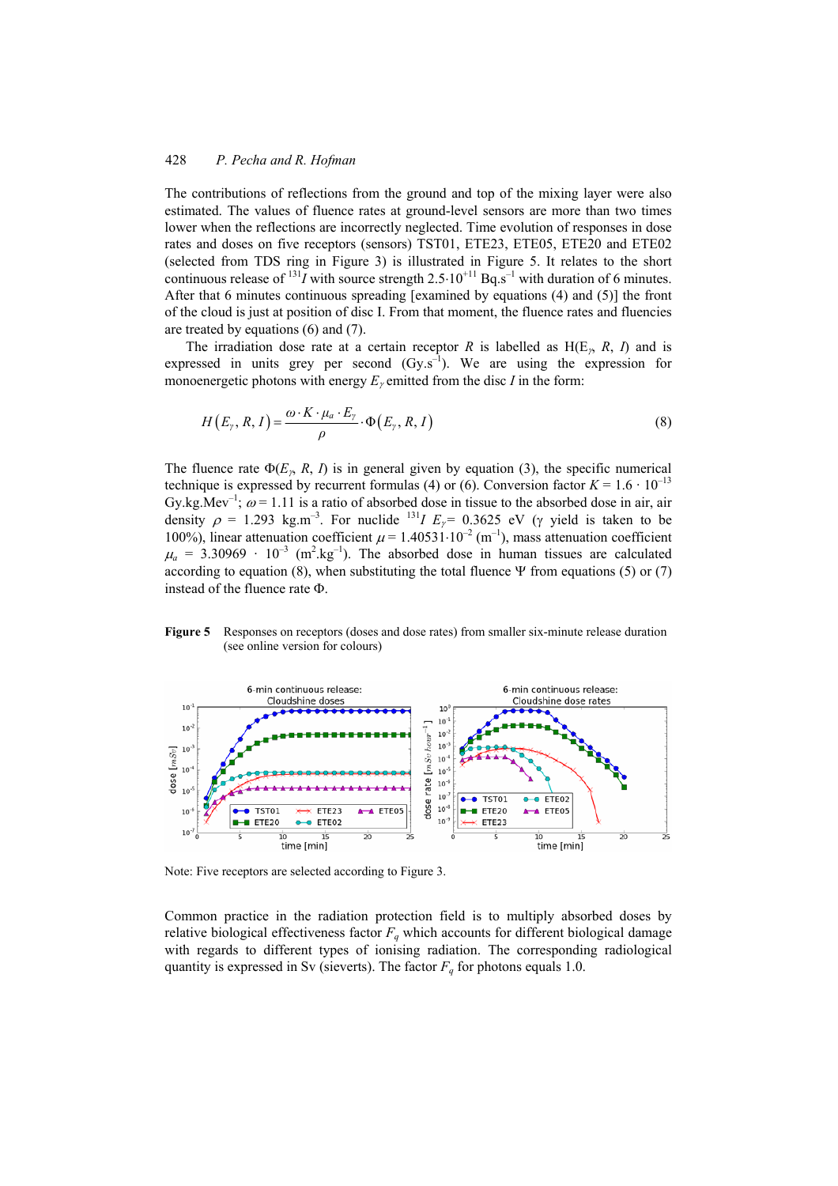The contributions of reflections from the ground and top of the mixing layer were also estimated. The values of fluence rates at ground-level sensors are more than two times lower when the reflections are incorrectly neglected. Time evolution of responses in dose rates and doses on five receptors (sensors) TST01, ETE23, ETE05, ETE20 and ETE02 (selected from TDS ring in Figure 3) is illustrated in Figure 5. It relates to the short continuous release of $^{131}I$ with source strength $2.5 \cdot 10^{+11}$ Bq.s$^{-1}$ with duration of 6 minutes. After that 6 minutes continuous spreading [examined by equations (4) and (5)] the front of the cloud is just at position of disc I. From that moment, the fluence rates and fluencies are treated by equations (6) and (7).

The irradiation dose rate at a certain receptor $R$ is labelled as H($E_\gamma$, $R$, $I$) and is expressed in units grey per second (Gy.s$^{-1}$). We are using the expression for monoenergetic photons with energy $E_\gamma$ emitted from the disc $I$ in the form:

$$H\left(E_\gamma, R, I\right) = \frac{\omega \cdot K \cdot \mu_a \cdot E_\gamma}{\rho} \cdot \Phi\left(E_\gamma, R, I\right) \tag{8}$$

The fluence rate $\Phi(E_\gamma, R, I)$ is in general given by equation (3), the specific numerical technique is expressed by recurrent formulas (4) or (6). Conversion factor $K = 1.6 \cdot 10^{-13}$ Gy.kg.Mev$^{-1}$; $\omega = 1.11$ is a ratio of absorbed dose in tissue to the absorbed dose in air, air density $\rho$ = 1.293 kg.m$^{-3}$. For nuclide $^{131}I$ $E_\gamma$= 0.3625 eV (γ yield is taken to be 100%), linear attenuation coefficient $\mu = 1.40531 \cdot 10^{-2}$ (m$^{-1}$), mass attenuation coefficient $\mu_a$ = 3.30969 · 10$^{-3}$ (m$^2$.kg$^{-1}$). The absorbed dose in human tissues are calculated according to equation (8), when substituting the total fluence Ψ from equations (5) or (7) instead of the fluence rate Φ.

**Figure 5** Responses on receptors (doses and dose rates) from smaller six-minute release duration (see online version for colours)

Note: Five receptors are selected according to Figure 3.

Common practice in the radiation protection field is to multiply absorbed doses by relative biological effectiveness factor $F_q$ which accounts for different biological damage with regards to different types of ionising radiation. The corresponding radiological quantity is expressed in Sv (sieverts). The factor $F_q$ for photons equals 1.0.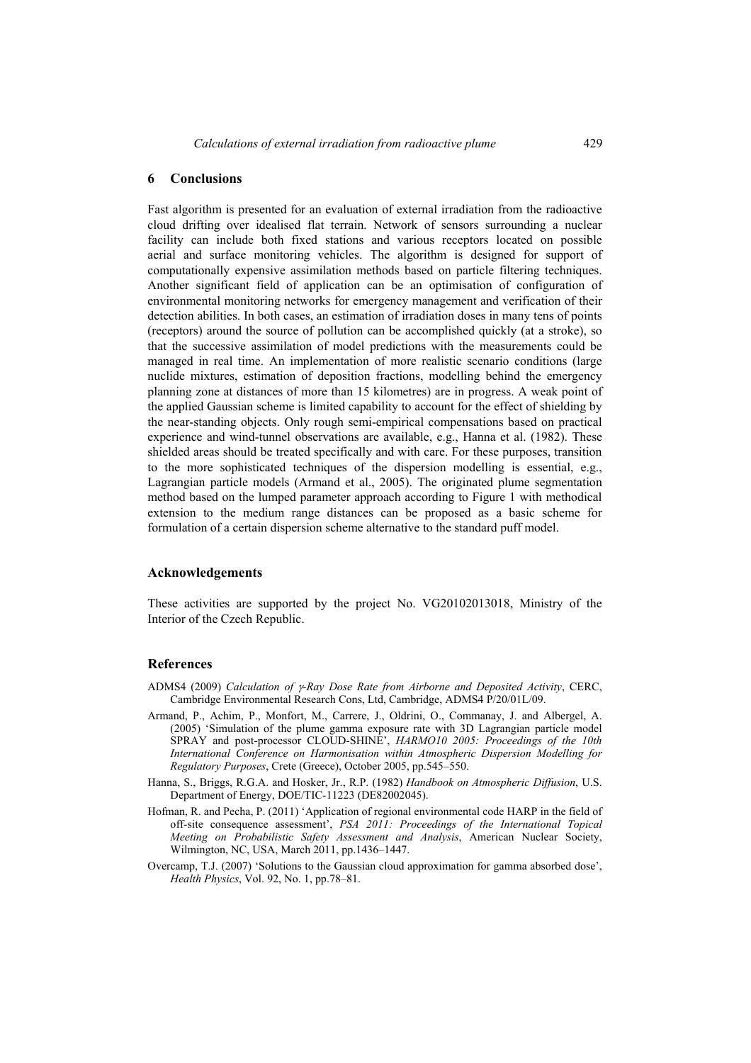## 6 Conclusions

Fast algorithm is presented for an evaluation of external irradiation from the radioactive cloud drifting over idealised flat terrain. Network of sensors surrounding a nuclear facility can include both fixed stations and various receptors located on possible aerial and surface monitoring vehicles. The algorithm is designed for support of computationally expensive assimilation methods based on particle filtering techniques. Another significant field of application can be an optimisation of configuration of environmental monitoring networks for emergency management and verification of their detection abilities. In both cases, an estimation of irradiation doses in many tens of points (receptors) around the source of pollution can be accomplished quickly (at a stroke), so that the successive assimilation of model predictions with the measurements could be managed in real time. An implementation of more realistic scenario conditions (large nuclide mixtures, estimation of deposition fractions, modelling behind the emergency planning zone at distances of more than 15 kilometres) are in progress. A weak point of the applied Gaussian scheme is limited capability to account for the effect of shielding by the near-standing objects. Only rough semi-empirical compensations based on practical experience and wind-tunnel observations are available, e.g., Hanna et al. (1982). These shielded areas should be treated specifically and with care. For these purposes, transition to the more sophisticated techniques of the dispersion modelling is essential, e.g., Lagrangian particle models (Armand et al., 2005). The originated plume segmentation method based on the lumped parameter approach according to Figure 1 with methodical extension to the medium range distances can be proposed as a basic scheme for formulation of a certain dispersion scheme alternative to the standard puff model.

## Acknowledgements

These activities are supported by the project No. VG20102013018, Ministry of the Interior of the Czech Republic.

## References

ADMS4 (2009) *Calculation of γ-Ray Dose Rate from Airborne and Deposited Activity*, CERC, Cambridge Environmental Research Cons, Ltd, Cambridge, ADMS4 P/20/01L/09.

Armand, P., Achim, P., Monfort, M., Carrere, J., Oldrini, O., Commanay, J. and Albergel, A. (2005) 'Simulation of the plume gamma exposure rate with 3D Lagrangian particle model SPRAY and post-processor CLOUD-SHINE', *HARMO10 2005: Proceedings of the 10th International Conference on Harmonisation within Atmospheric Dispersion Modelling for Regulatory Purposes*, Crete (Greece), October 2005, pp.545–550.

Hanna, S., Briggs, R.G.A. and Hosker, Jr., R.P. (1982) *Handbook on Atmospheric Diffusion*, U.S. Department of Energy, DOE/TIC-11223 (DE82002045).

Hofman, R. and Pecha, P. (2011) 'Application of regional environmental code HARP in the field of off-site consequence assessment', *PSA 2011: Proceedings of the International Topical Meeting on Probabilistic Safety Assessment and Analysis*, American Nuclear Society, Wilmington, NC, USA, March 2011, pp.1436–1447.

Overcamp, T.J. (2007) 'Solutions to the Gaussian cloud approximation for gamma absorbed dose', *Health Physics*, Vol. 92, No. 1, pp.78–81.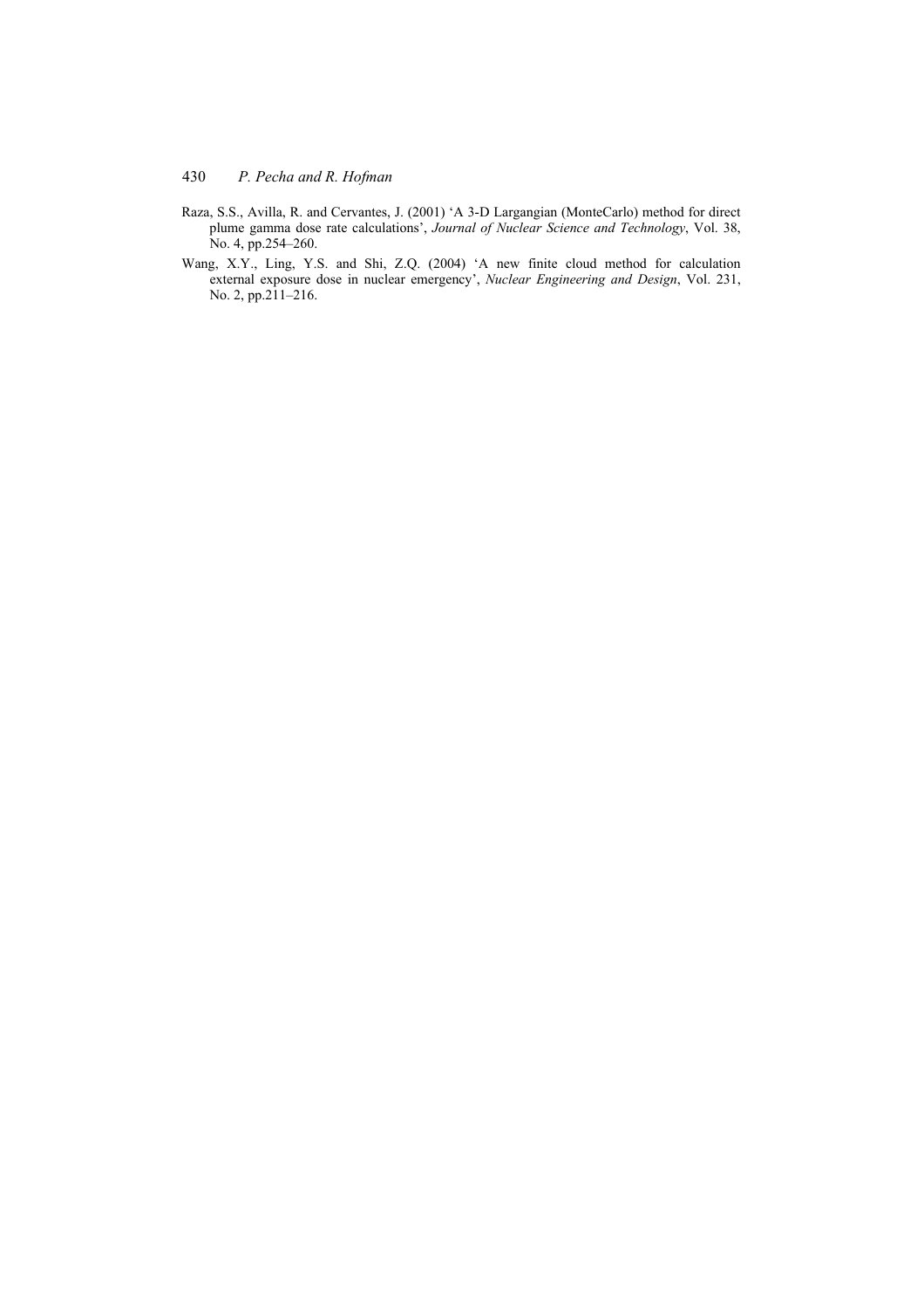Raza, S.S., Avilla, R. and Cervantes, J. (2001) 'A 3-D Largangian (MonteCarlo) method for direct plume gamma dose rate calculations', *Journal of Nuclear Science and Technology*, Vol. 38, No. 4, pp.254–260.

Wang, X.Y., Ling, Y.S. and Shi, Z.Q. (2004) 'A new finite cloud method for calculation external exposure dose in nuclear emergency', *Nuclear Engineering and Design*, Vol. 231, No. 2, pp.211–216.